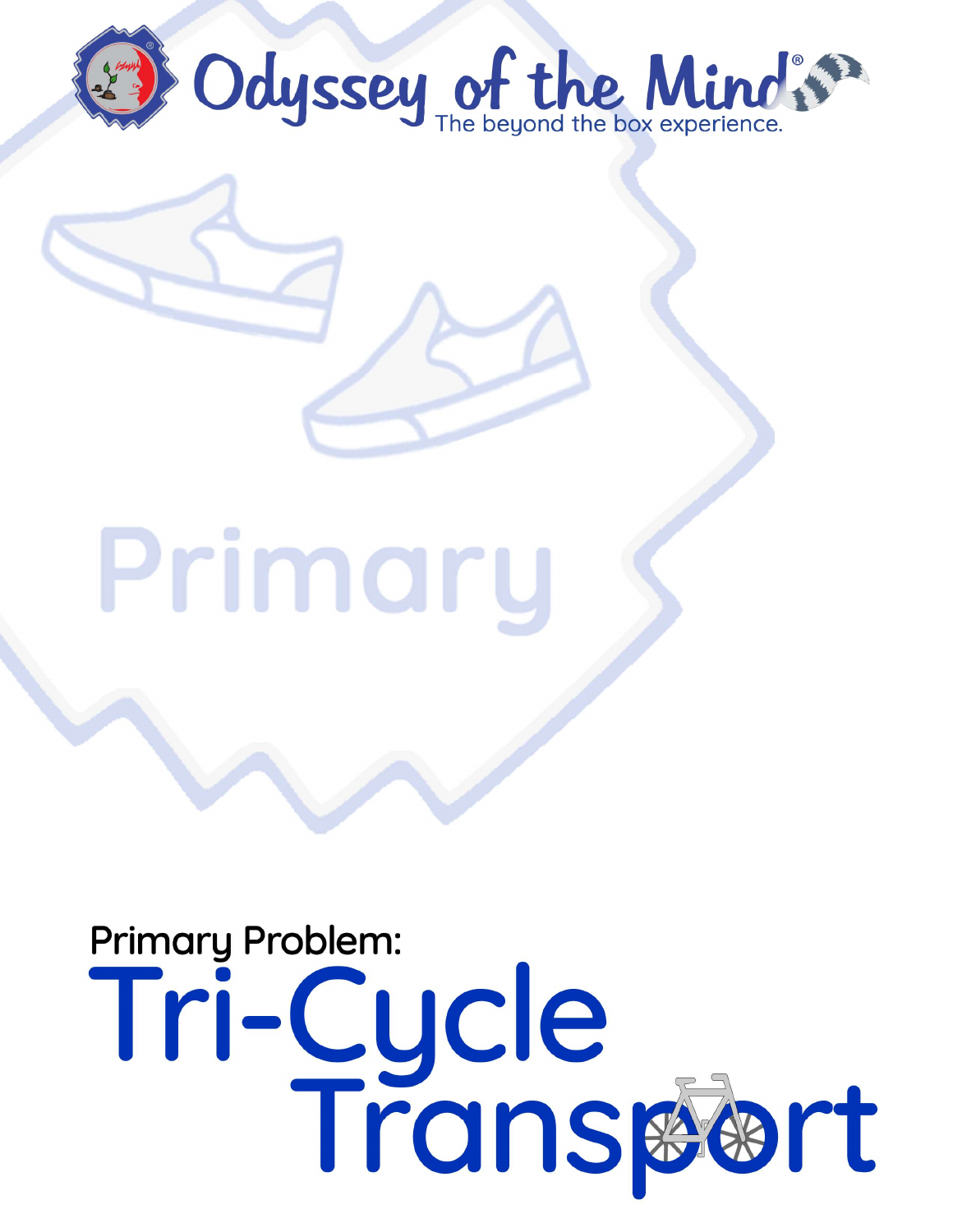Odyssey of the Mind®

The beyond the box experience.

Primary

Primary Problem:

# Tri-Cycle Transport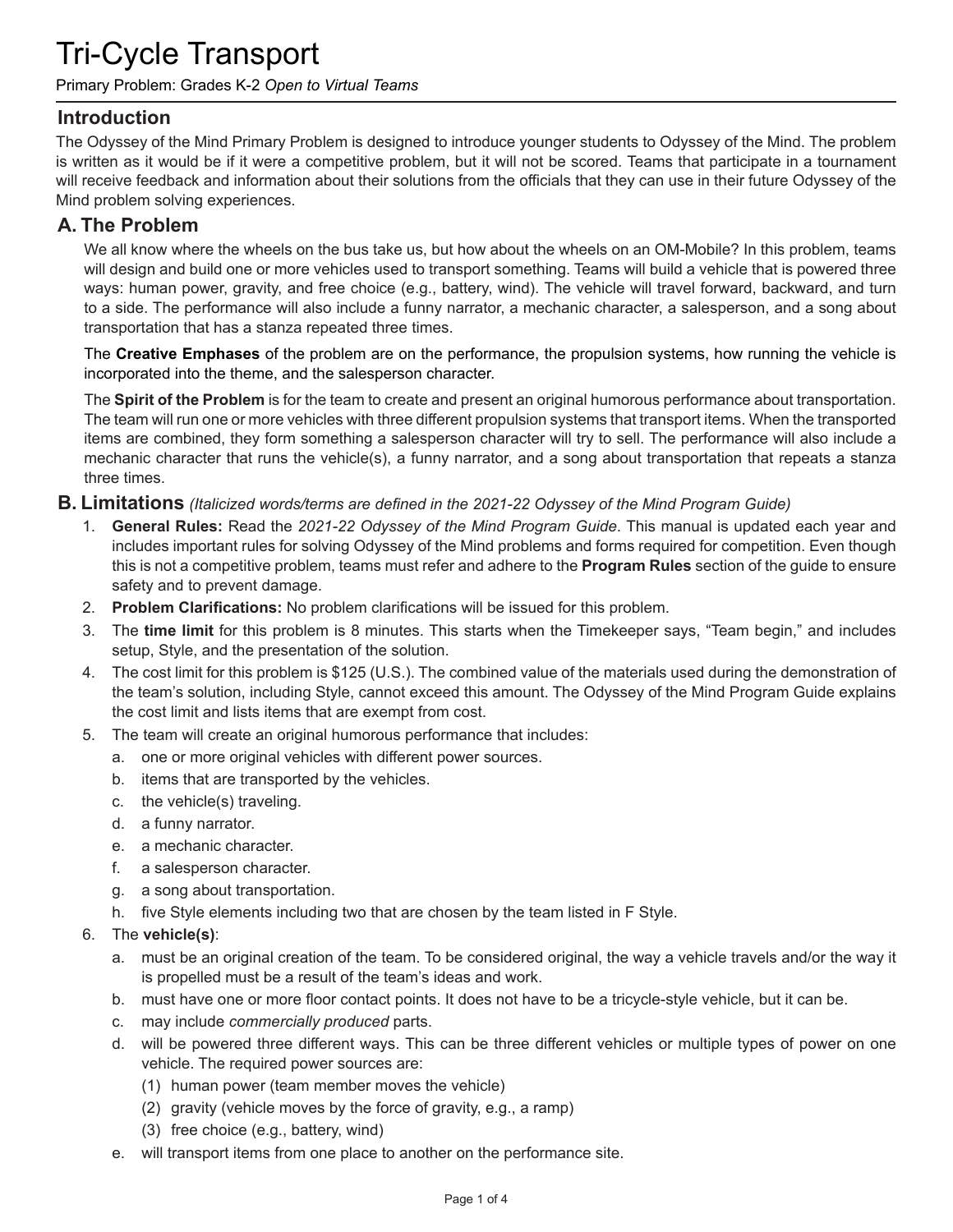# Tri-Cycle Transport

Primary Problem: Grades K-2 *Open to Virtual Teams*

## Introduction

The Odyssey of the Mind Primary Problem is designed to introduce younger students to Odyssey of the Mind. The problem is written as it would be if it were a competitive problem, but it will not be scored. Teams that participate in a tournament will receive feedback and information about their solutions from the officials that they can use in their future Odyssey of the Mind problem solving experiences.

## A. The Problem

We all know where the wheels on the bus take us, but how about the wheels on an OM-Mobile? In this problem, teams will design and build one or more vehicles used to transport something. Teams will build a vehicle that is powered three ways: human power, gravity, and free choice (e.g., battery, wind). The vehicle will travel forward, backward, and turn to a side. The performance will also include a funny narrator, a mechanic character, a salesperson, and a song about transportation that has a stanza repeated three times.

The **Creative Emphases** of the problem are on the performance, the propulsion systems, how running the vehicle is incorporated into the theme, and the salesperson character.

The **Spirit of the Problem** is for the team to create and present an original humorous performance about transportation. The team will run one or more vehicles with three different propulsion systems that transport items. When the transported items are combined, they form something a salesperson character will try to sell. The performance will also include a mechanic character that runs the vehicle(s), a funny narrator, and a song about transportation that repeats a stanza three times.

## B. Limitations *(Italicized words/terms are defined in the 2021-22 Odyssey of the Mind Program Guide)*

1. **General Rules:** Read the *2021-22 Odyssey of the Mind Program Guide*. This manual is updated each year and includes important rules for solving Odyssey of the Mind problems and forms required for competition. Even though this is not a competitive problem, teams must refer and adhere to the **Program Rules** section of the guide to ensure safety and to prevent damage.
2. **Problem Clarifications:** No problem clarifications will be issued for this problem.
3. The **time limit** for this problem is 8 minutes. This starts when the Timekeeper says, "Team begin," and includes setup, Style, and the presentation of the solution.
4. The cost limit for this problem is $125 (U.S.). The combined value of the materials used during the demonstration of the team's solution, including Style, cannot exceed this amount. The Odyssey of the Mind Program Guide explains the cost limit and lists items that are exempt from cost.
5. The team will create an original humorous performance that includes:
   a. one or more original vehicles with different power sources.
   b. items that are transported by the vehicles.
   c. the vehicle(s) traveling.
   d. a funny narrator.
   e. a mechanic character.
   f. a salesperson character.
   g. a song about transportation.
   h. five Style elements including two that are chosen by the team listed in F Style.
6. The **vehicle(s)**:
   a. must be an original creation of the team. To be considered original, the way a vehicle travels and/or the way it is propelled must be a result of the team's ideas and work.
   b. must have one or more floor contact points. It does not have to be a tricycle-style vehicle, but it can be.
   c. may include *commercially produced* parts.
   d. will be powered three different ways. This can be three different vehicles or multiple types of power on one vehicle. The required power sources are:
      (1) human power (team member moves the vehicle)
      (2) gravity (vehicle moves by the force of gravity, e.g., a ramp)
      (3) free choice (e.g., battery, wind)
   e. will transport items from one place to another on the performance site.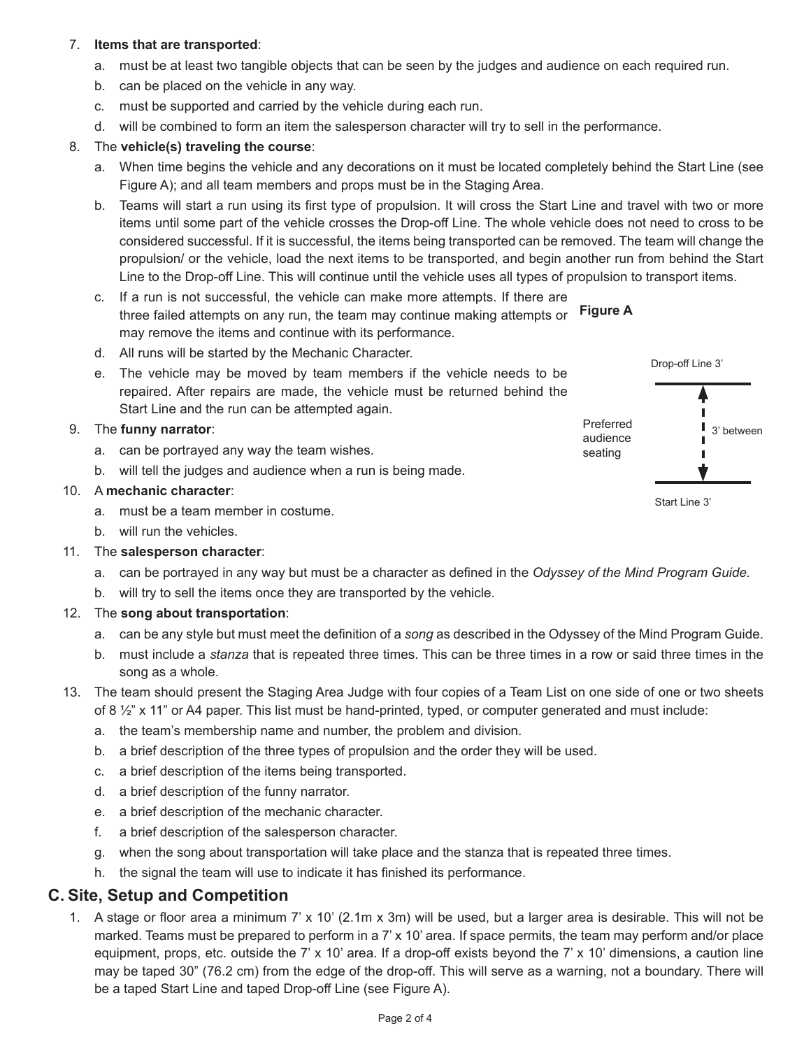7. **Items that are transported**:
   a. must be at least two tangible objects that can be seen by the judges and audience on each required run.
   b. can be placed on the vehicle in any way.
   c. must be supported and carried by the vehicle during each run.
   d. will be combined to form an item the salesperson character will try to sell in the performance.

8. The **vehicle(s) traveling the course**:
   a. When time begins the vehicle and any decorations on it must be located completely behind the Start Line (see Figure A); and all team members and props must be in the Staging Area.
   b. Teams will start a run using its first type of propulsion. It will cross the Start Line and travel with two or more items until some part of the vehicle crosses the Drop-off Line. The whole vehicle does not need to cross to be considered successful. If it is successful, the items being transported can be removed. The team will change the propulsion/ or the vehicle, load the next items to be transported, and begin another run from behind the Start Line to the Drop-off Line. This will continue until the vehicle uses all types of propulsion to transport items.
   c. If a run is not successful, the vehicle can make more attempts. If there are three failed attempts on any run, the team may continue making attempts or may remove the items and continue with its performance.
   d. All runs will be started by the Mechanic Character.
   e. The vehicle may be moved by team members if the vehicle needs to be repaired. After repairs are made, the vehicle must be returned behind the Start Line and the run can be attempted again.

**Figure A**

Drop-off Line 3'

Preferred audience seating

3' between

Start Line 3'

9. The **funny narrator**:
   a. can be portrayed any way the team wishes.
   b. will tell the judges and audience when a run is being made.

10. A **mechanic character**:
    a. must be a team member in costume.
    b. will run the vehicles.

11. The **salesperson character**:
    a. can be portrayed in any way but must be a character as defined in the *Odyssey of the Mind Program Guide.*
    b. will try to sell the items once they are transported by the vehicle.

12. The **song about transportation**:
    a. can be any style but must meet the definition of a *song* as described in the Odyssey of the Mind Program Guide.
    b. must include a *stanza* that is repeated three times. This can be three times in a row or said three times in the song as a whole.

13. The team should present the Staging Area Judge with four copies of a Team List on one side of one or two sheets of 8 ½" x 11" or A4 paper. This list must be hand-printed, typed, or computer generated and must include:
    a. the team's membership name and number, the problem and division.
    b. a brief description of the three types of propulsion and the order they will be used.
    c. a brief description of the items being transported.
    d. a brief description of the funny narrator.
    e. a brief description of the mechanic character.
    f. a brief description of the salesperson character.
    g. when the song about transportation will take place and the stanza that is repeated three times.
    h. the signal the team will use to indicate it has finished its performance.

## C. Site, Setup and Competition

1. A stage or floor area a minimum 7' x 10' (2.1m x 3m) will be used, but a larger area is desirable. This will not be marked. Teams must be prepared to perform in a 7' x 10' area. If space permits, the team may perform and/or place equipment, props, etc. outside the 7' x 10' area. If a drop-off exists beyond the 7' x 10' dimensions, a caution line may be taped 30" (76.2 cm) from the edge of the drop-off. This will serve as a warning, not a boundary. There will be a taped Start Line and taped Drop-off Line (see Figure A).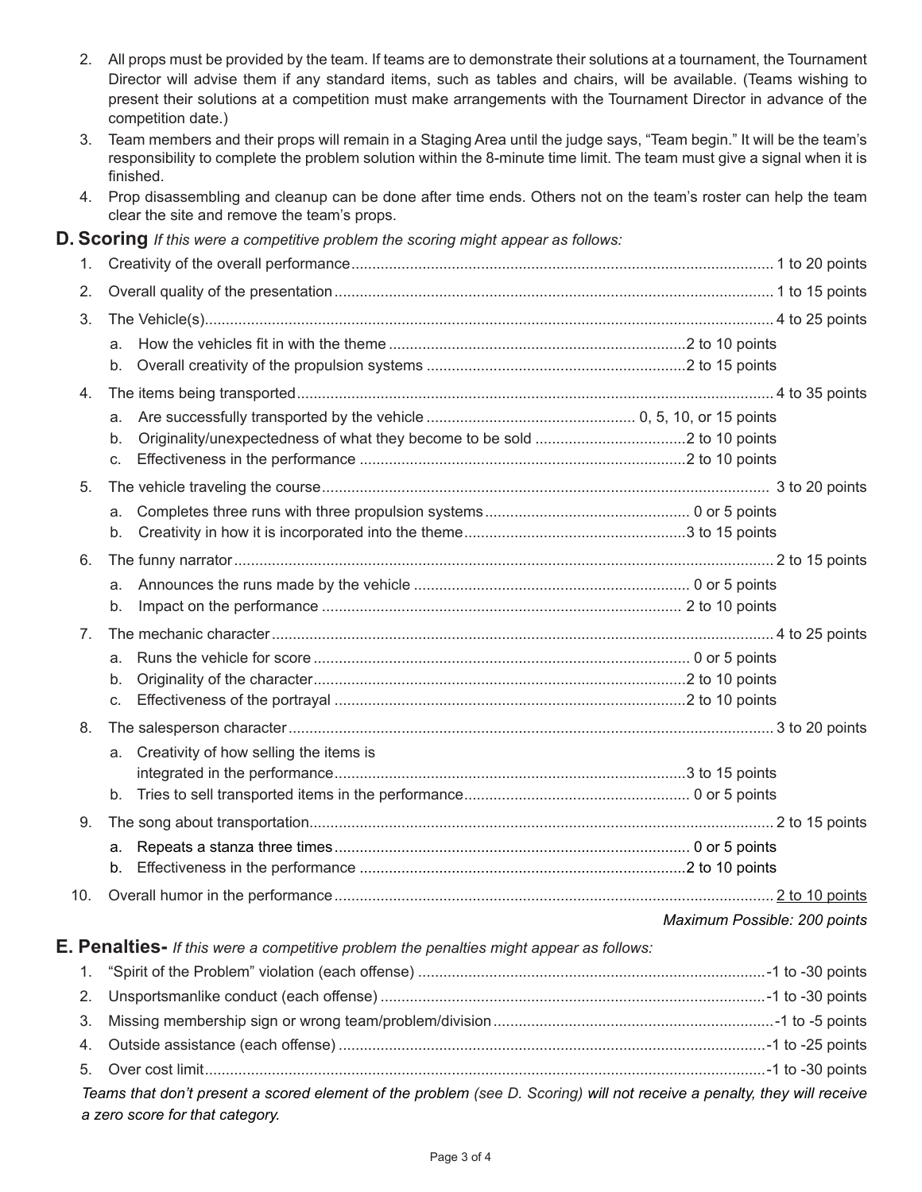2. All props must be provided by the team. If teams are to demonstrate their solutions at a tournament, the Tournament Director will advise them if any standard items, such as tables and chairs, will be available. (Teams wishing to present their solutions at a competition must make arrangements with the Tournament Director in advance of the competition date.)
3. Team members and their props will remain in a Staging Area until the judge says, "Team begin." It will be the team's responsibility to complete the problem solution within the 8-minute time limit. The team must give a signal when it is finished.
4. Prop disassembling and cleanup can be done after time ends. Others not on the team's roster can help the team clear the site and remove the team's props.

## D. Scoring *If this were a competitive problem the scoring might appear as follows:*

1. Creativity of the overall performance .................... 1 to 20 points
2. Overall quality of the presentation .................... 1 to 15 points
3. The Vehicle(s) .................... 4 to 25 points
   a. How the vehicles fit in with the theme .................... 2 to 10 points
   b. Overall creativity of the propulsion systems .................... 2 to 15 points
4. The items being transported .................... 4 to 35 points
   a. Are successfully transported by the vehicle .................... 0, 5, 10, or 15 points
   b. Originality/unexpectedness of what they become to be sold .................... 2 to 10 points
   c. Effectiveness in the performance .................... 2 to 10 points
5. The vehicle traveling the course .................... 3 to 20 points
   a. Completes three runs with three propulsion systems .................... 0 or 5 points
   b. Creativity in how it is incorporated into the theme .................... 3 to 15 points
6. The funny narrator .................... 2 to 15 points
   a. Announces the runs made by the vehicle .................... 0 or 5 points
   b. Impact on the performance .................... 2 to 10 points
7. The mechanic character .................... 4 to 25 points
   a. Runs the vehicle for score .................... 0 or 5 points
   b. Originality of the character .................... 2 to 10 points
   c. Effectiveness of the portrayal .................... 2 to 10 points
8. The salesperson character .................... 3 to 20 points
   a. Creativity of how selling the items is integrated in the performance .................... 3 to 15 points
   b. Tries to sell transported items in the performance .................... 0 or 5 points
9. The song about transportation .................... 2 to 15 points
   a. Repeats a stanza three times .................... 0 or 5 points
   b. Effectiveness in the performance .................... 2 to 10 points
10. Overall humor in the performance .................... 2 to 10 points

*Maximum Possible: 200 points*

## E. Penalties- *If this were a competitive problem the penalties might appear as follows:*

1. "Spirit of the Problem" violation (each offense) .................... -1 to -30 points
2. Unsportsmanlike conduct (each offense) .................... -1 to -30 points
3. Missing membership sign or wrong team/problem/division .................... -1 to -5 points
4. Outside assistance (each offense) .................... -1 to -25 points
5. Over cost limit .................... -1 to -30 points

*Teams that don't present a scored element of the problem (see D. Scoring) will not receive a penalty, they will receive a zero score for that category.*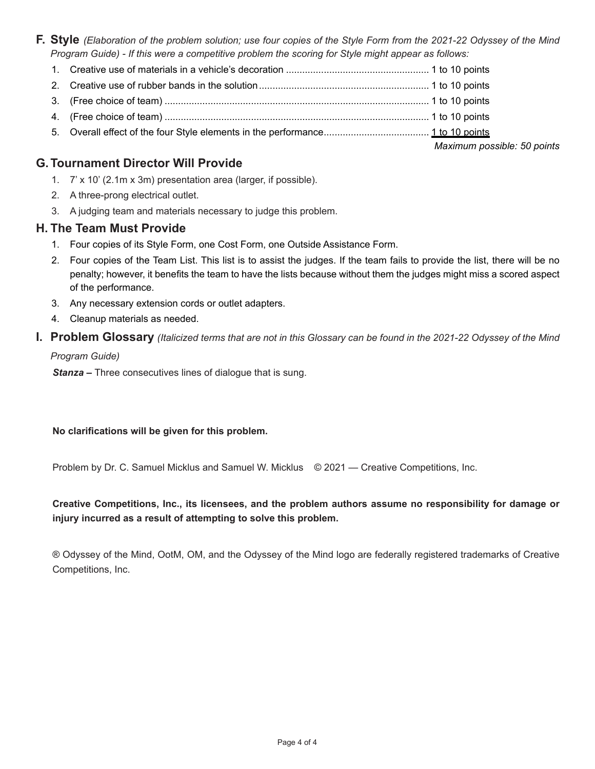## F. Style *(Elaboration of the problem solution; use four copies of the Style Form from the 2021-22 Odyssey of the Mind Program Guide) - If this were a competitive problem the scoring for Style might appear as follows:*

1. Creative use of materials in a vehicle's decoration ..................................................... 1 to 10 points
2. Creative use of rubber bands in the solution ............................................................... 1 to 10 points
3. (Free choice of team) .................................................................................................. 1 to 10 points
4. (Free choice of team) .................................................................................................. 1 to 10 points
5. Overall effect of the four Style elements in the performance ....................................... 1 to 10 points

*Maximum possible: 50 points*

## G. Tournament Director Will Provide

1. 7' x 10' (2.1m x 3m) presentation area (larger, if possible).
2. A three-prong electrical outlet.
3. A judging team and materials necessary to judge this problem.

## H. The Team Must Provide

1. Four copies of its Style Form, one Cost Form, one Outside Assistance Form.
2. Four copies of the Team List. This list is to assist the judges. If the team fails to provide the list, there will be no penalty; however, it benefits the team to have the lists because without them the judges might miss a scored aspect of the performance.
3. Any necessary extension cords or outlet adapters.
4. Cleanup materials as needed.

## I. Problem Glossary *(Italicized terms that are not in this Glossary can be found in the 2021-22 Odyssey of the Mind Program Guide)*

***Stanza* –** Three consecutives lines of dialogue that is sung.

**No clarifications will be given for this problem.**

Problem by Dr. C. Samuel Micklus and Samuel W. Micklus © 2021 — Creative Competitions, Inc.

**Creative Competitions, Inc., its licensees, and the problem authors assume no responsibility for damage or injury incurred as a result of attempting to solve this problem.**

® Odyssey of the Mind, OotM, OM, and the Odyssey of the Mind logo are federally registered trademarks of Creative Competitions, Inc.